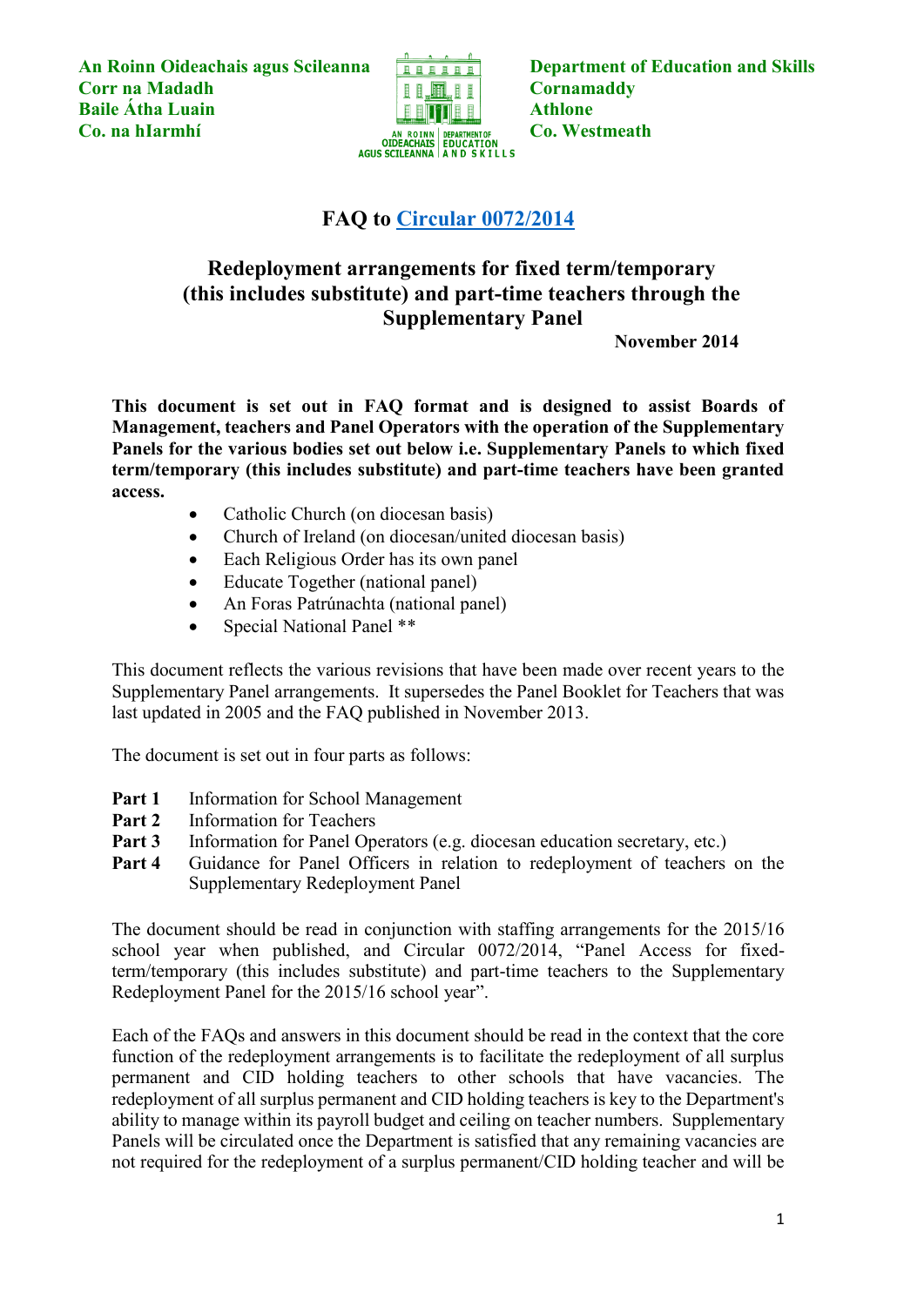An Roinn Oideachais agus Scileanna
Corr na Madadh
Baile Átha Luain
Co. na hIarmhí

Department of Education and Skills
Cornamaddy
Athlone
Co. Westmeath

# FAQ to Circular 0072/2014

## Redeployment arrangements for fixed term/temporary (this includes substitute) and part-time teachers through the Supplementary Panel

**November 2014**

**This document is set out in FAQ format and is designed to assist Boards of Management, teachers and Panel Operators with the operation of the Supplementary Panels for the various bodies set out below i.e. Supplementary Panels to which fixed term/temporary (this includes substitute) and part-time teachers have been granted access.**

- Catholic Church (on diocesan basis)
- Church of Ireland (on diocesan/united diocesan basis)
- Each Religious Order has its own panel
- Educate Together (national panel)
- An Foras Patrúnachta (national panel)
- Special National Panel **

This document reflects the various revisions that have been made over recent years to the Supplementary Panel arrangements. It supersedes the Panel Booklet for Teachers that was last updated in 2005 and the FAQ published in November 2013.

The document is set out in four parts as follows:

**Part 1** Information for School Management
**Part 2** Information for Teachers
**Part 3** Information for Panel Operators (e.g. diocesan education secretary, etc.)
**Part 4** Guidance for Panel Officers in relation to redeployment of teachers on the Supplementary Redeployment Panel

The document should be read in conjunction with staffing arrangements for the 2015/16 school year when published, and Circular 0072/2014, "Panel Access for fixed-term/temporary (this includes substitute) and part-time teachers to the Supplementary Redeployment Panel for the 2015/16 school year".

Each of the FAQs and answers in this document should be read in the context that the core function of the redeployment arrangements is to facilitate the redeployment of all surplus permanent and CID holding teachers to other schools that have vacancies. The redeployment of all surplus permanent and CID holding teachers is key to the Department's ability to manage within its payroll budget and ceiling on teacher numbers. Supplementary Panels will be circulated once the Department is satisfied that any remaining vacancies are not required for the redeployment of a surplus permanent/CID holding teacher and will be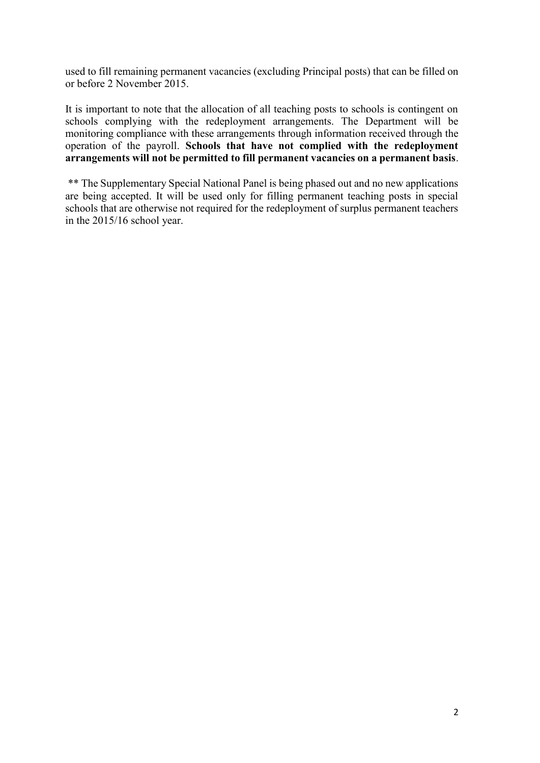used to fill remaining permanent vacancies (excluding Principal posts) that can be filled on or before 2 November 2015.

It is important to note that the allocation of all teaching posts to schools is contingent on schools complying with the redeployment arrangements. The Department will be monitoring compliance with these arrangements through information received through the operation of the payroll. **Schools that have not complied with the redeployment arrangements will not be permitted to fill permanent vacancies on a permanent basis**.

** The Supplementary Special National Panel is being phased out and no new applications are being accepted. It will be used only for filling permanent teaching posts in special schools that are otherwise not required for the redeployment of surplus permanent teachers in the 2015/16 school year.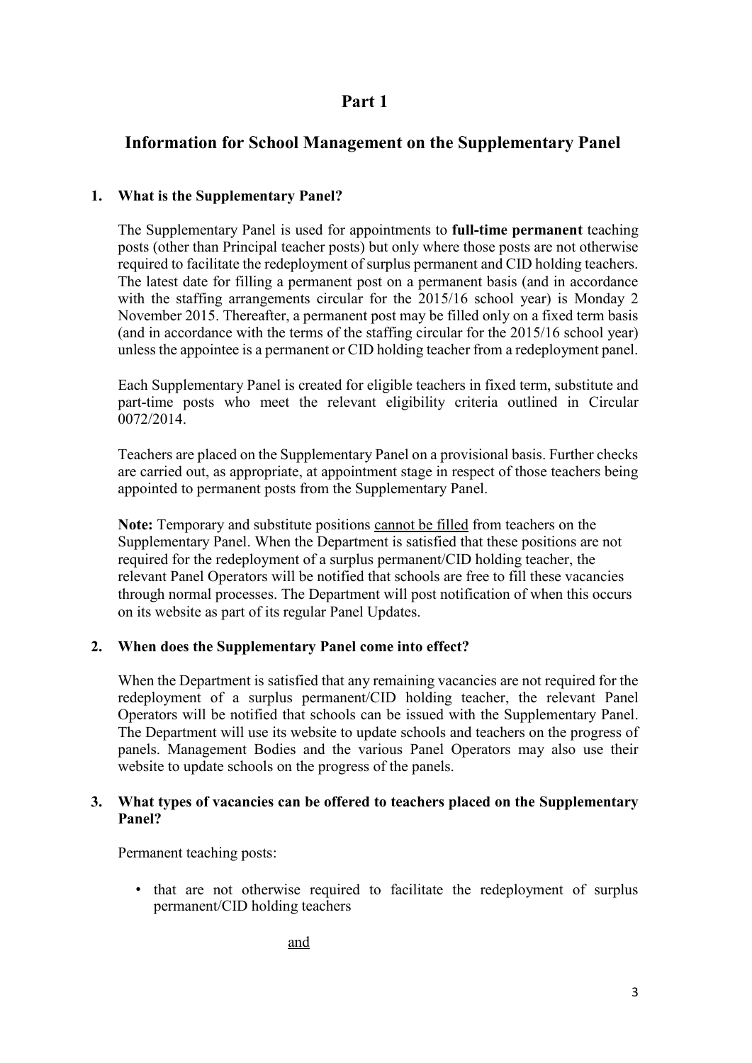# Part 1

## Information for School Management on the Supplementary Panel

### 1. What is the Supplementary Panel?

The Supplementary Panel is used for appointments to **full-time permanent** teaching posts (other than Principal teacher posts) but only where those posts are not otherwise required to facilitate the redeployment of surplus permanent and CID holding teachers. The latest date for filling a permanent post on a permanent basis (and in accordance with the staffing arrangements circular for the 2015/16 school year) is Monday 2 November 2015. Thereafter, a permanent post may be filled only on a fixed term basis (and in accordance with the terms of the staffing circular for the 2015/16 school year) unless the appointee is a permanent or CID holding teacher from a redeployment panel.

Each Supplementary Panel is created for eligible teachers in fixed term, substitute and part-time posts who meet the relevant eligibility criteria outlined in Circular 0072/2014.

Teachers are placed on the Supplementary Panel on a provisional basis. Further checks are carried out, as appropriate, at appointment stage in respect of those teachers being appointed to permanent posts from the Supplementary Panel.

**Note:** Temporary and substitute positions <u>cannot be filled</u> from teachers on the Supplementary Panel. When the Department is satisfied that these positions are not required for the redeployment of a surplus permanent/CID holding teacher, the relevant Panel Operators will be notified that schools are free to fill these vacancies through normal processes. The Department will post notification of when this occurs on its website as part of its regular Panel Updates.

### 2. When does the Supplementary Panel come into effect?

When the Department is satisfied that any remaining vacancies are not required for the redeployment of a surplus permanent/CID holding teacher, the relevant Panel Operators will be notified that schools can be issued with the Supplementary Panel. The Department will use its website to update schools and teachers on the progress of panels. Management Bodies and the various Panel Operators may also use their website to update schools on the progress of the panels.

### 3. What types of vacancies can be offered to teachers placed on the Supplementary Panel?

Permanent teaching posts:

- that are not otherwise required to facilitate the redeployment of surplus permanent/CID holding teachers

<u>and</u>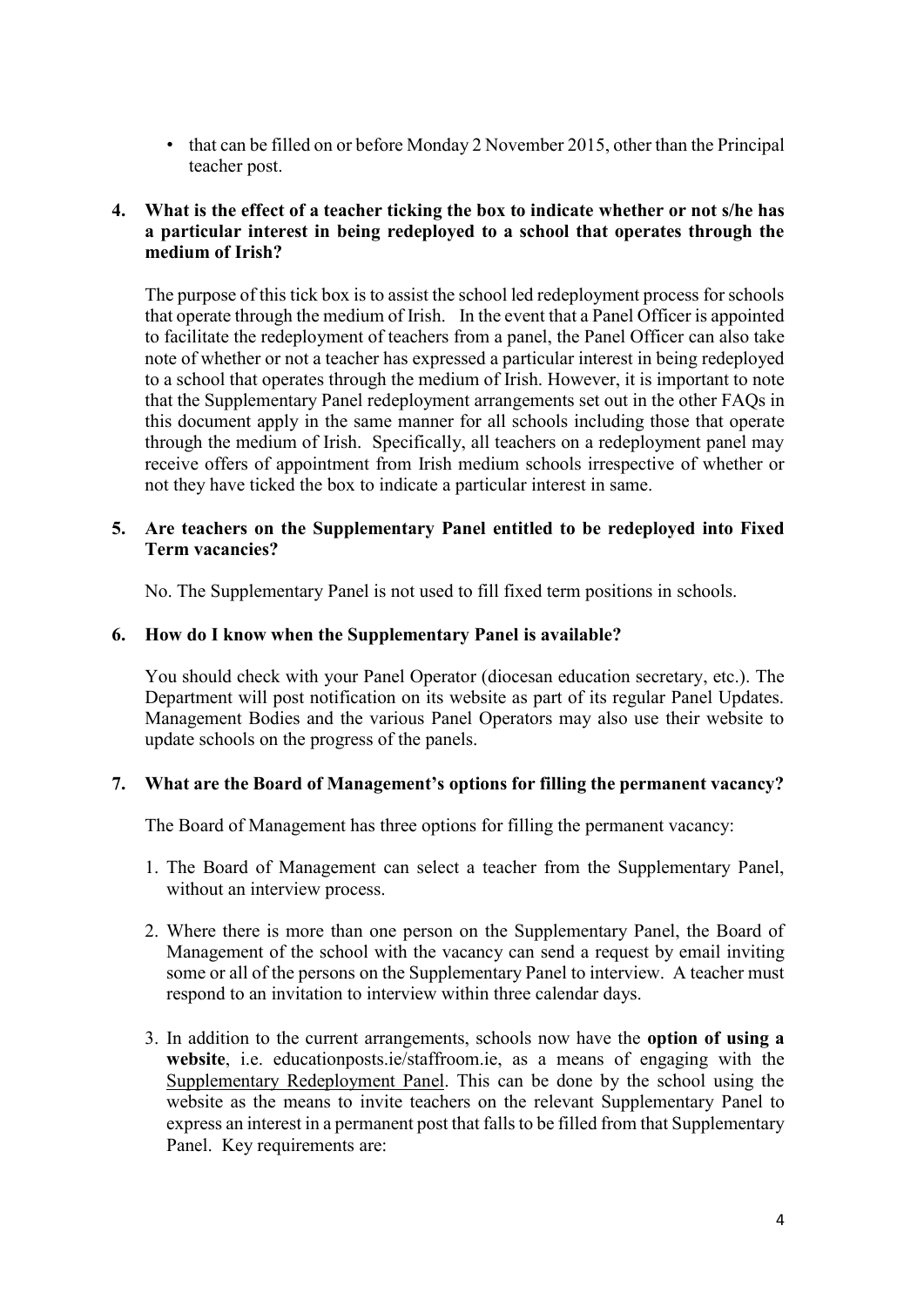- that can be filled on or before Monday 2 November 2015, other than the Principal teacher post.

**4. What is the effect of a teacher ticking the box to indicate whether or not s/he has a particular interest in being redeployed to a school that operates through the medium of Irish?**

The purpose of this tick box is to assist the school led redeployment process for schools that operate through the medium of Irish. In the event that a Panel Officer is appointed to facilitate the redeployment of teachers from a panel, the Panel Officer can also take note of whether or not a teacher has expressed a particular interest in being redeployed to a school that operates through the medium of Irish. However, it is important to note that the Supplementary Panel redeployment arrangements set out in the other FAQs in this document apply in the same manner for all schools including those that operate through the medium of Irish. Specifically, all teachers on a redeployment panel may receive offers of appointment from Irish medium schools irrespective of whether or not they have ticked the box to indicate a particular interest in same.

**5. Are teachers on the Supplementary Panel entitled to be redeployed into Fixed Term vacancies?**

No. The Supplementary Panel is not used to fill fixed term positions in schools.

**6. How do I know when the Supplementary Panel is available?**

You should check with your Panel Operator (diocesan education secretary, etc.). The Department will post notification on its website as part of its regular Panel Updates. Management Bodies and the various Panel Operators may also use their website to update schools on the progress of the panels.

**7. What are the Board of Management's options for filling the permanent vacancy?**

The Board of Management has three options for filling the permanent vacancy:

1. The Board of Management can select a teacher from the Supplementary Panel, without an interview process.

2. Where there is more than one person on the Supplementary Panel, the Board of Management of the school with the vacancy can send a request by email inviting some or all of the persons on the Supplementary Panel to interview. A teacher must respond to an invitation to interview within three calendar days.

3. In addition to the current arrangements, schools now have the **option of using a website**, i.e. educationposts.ie/staffroom.ie, as a means of engaging with the Supplementary Redeployment Panel. This can be done by the school using the website as the means to invite teachers on the relevant Supplementary Panel to express an interest in a permanent post that falls to be filled from that Supplementary Panel. Key requirements are: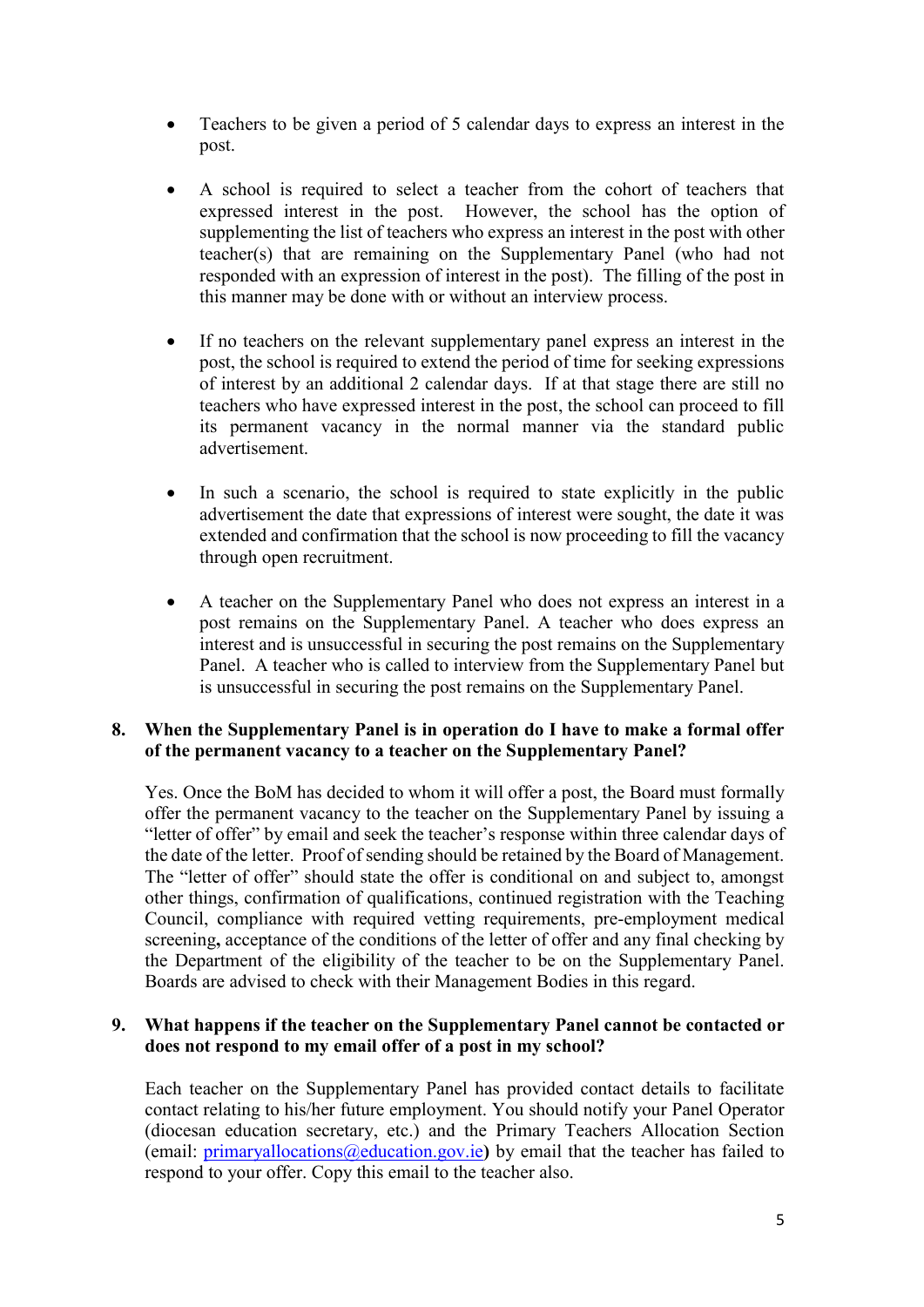- Teachers to be given a period of 5 calendar days to express an interest in the post.

- A school is required to select a teacher from the cohort of teachers that expressed interest in the post. However, the school has the option of supplementing the list of teachers who express an interest in the post with other teacher(s) that are remaining on the Supplementary Panel (who had not responded with an expression of interest in the post). The filling of the post in this manner may be done with or without an interview process.

- If no teachers on the relevant supplementary panel express an interest in the post, the school is required to extend the period of time for seeking expressions of interest by an additional 2 calendar days. If at that stage there are still no teachers who have expressed interest in the post, the school can proceed to fill its permanent vacancy in the normal manner via the standard public advertisement.

- In such a scenario, the school is required to state explicitly in the public advertisement the date that expressions of interest were sought, the date it was extended and confirmation that the school is now proceeding to fill the vacancy through open recruitment.

- A teacher on the Supplementary Panel who does not express an interest in a post remains on the Supplementary Panel. A teacher who does express an interest and is unsuccessful in securing the post remains on the Supplementary Panel. A teacher who is called to interview from the Supplementary Panel but is unsuccessful in securing the post remains on the Supplementary Panel.

**8. When the Supplementary Panel is in operation do I have to make a formal offer of the permanent vacancy to a teacher on the Supplementary Panel?**

Yes. Once the BoM has decided to whom it will offer a post, the Board must formally offer the permanent vacancy to the teacher on the Supplementary Panel by issuing a "letter of offer" by email and seek the teacher's response within three calendar days of the date of the letter. Proof of sending should be retained by the Board of Management. The "letter of offer" should state the offer is conditional on and subject to, amongst other things, confirmation of qualifications, continued registration with the Teaching Council, compliance with required vetting requirements, pre-employment medical screening**,** acceptance of the conditions of the letter of offer and any final checking by the Department of the eligibility of the teacher to be on the Supplementary Panel. Boards are advised to check with their Management Bodies in this regard.

**9. What happens if the teacher on the Supplementary Panel cannot be contacted or does not respond to my email offer of a post in my school?**

Each teacher on the Supplementary Panel has provided contact details to facilitate contact relating to his/her future employment. You should notify your Panel Operator (diocesan education secretary, etc.) and the Primary Teachers Allocation Section (email: primaryallocations@education.gov.ie**)** by email that the teacher has failed to respond to your offer. Copy this email to the teacher also.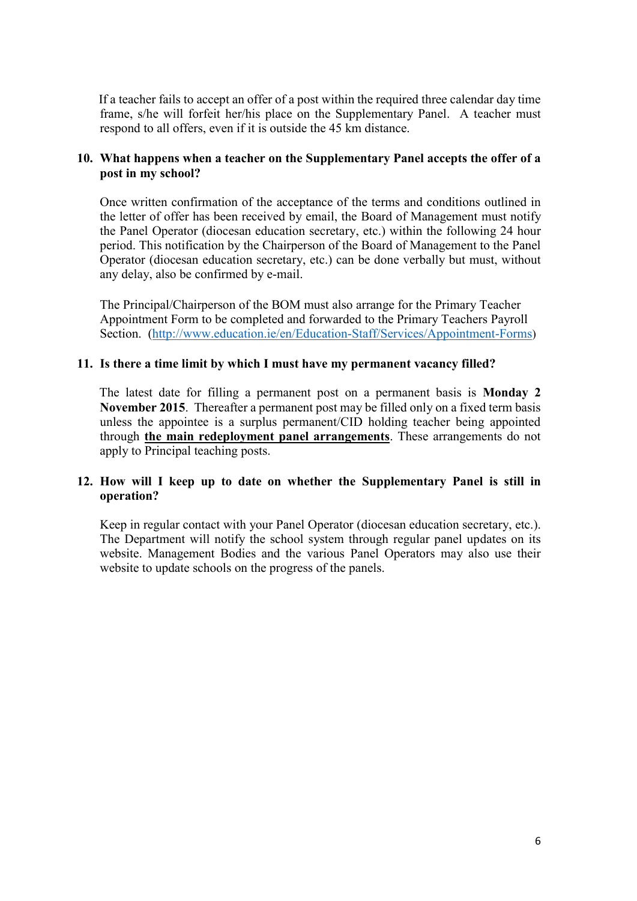If a teacher fails to accept an offer of a post within the required three calendar day time frame, s/he will forfeit her/his place on the Supplementary Panel. A teacher must respond to all offers, even if it is outside the 45 km distance.

**10. What happens when a teacher on the Supplementary Panel accepts the offer of a post in my school?**

Once written confirmation of the acceptance of the terms and conditions outlined in the letter of offer has been received by email, the Board of Management must notify the Panel Operator (diocesan education secretary, etc.) within the following 24 hour period. This notification by the Chairperson of the Board of Management to the Panel Operator (diocesan education secretary, etc.) can be done verbally but must, without any delay, also be confirmed by e-mail.

The Principal/Chairperson of the BOM must also arrange for the Primary Teacher Appointment Form to be completed and forwarded to the Primary Teachers Payroll Section. ([http://www.education.ie/en/Education-Staff/Services/Appointment-Forms](http://www.education.ie/en/Education-Staff/Services/Appointment-Forms))

**11. Is there a time limit by which I must have my permanent vacancy filled?**

The latest date for filling a permanent post on a permanent basis is **Monday 2 November 2015**. Thereafter a permanent post may be filled only on a fixed term basis unless the appointee is a surplus permanent/CID holding teacher being appointed through **the main redeployment panel arrangements**. These arrangements do not apply to Principal teaching posts.

**12. How will I keep up to date on whether the Supplementary Panel is still in operation?**

Keep in regular contact with your Panel Operator (diocesan education secretary, etc.). The Department will notify the school system through regular panel updates on its website. Management Bodies and the various Panel Operators may also use their website to update schools on the progress of the panels.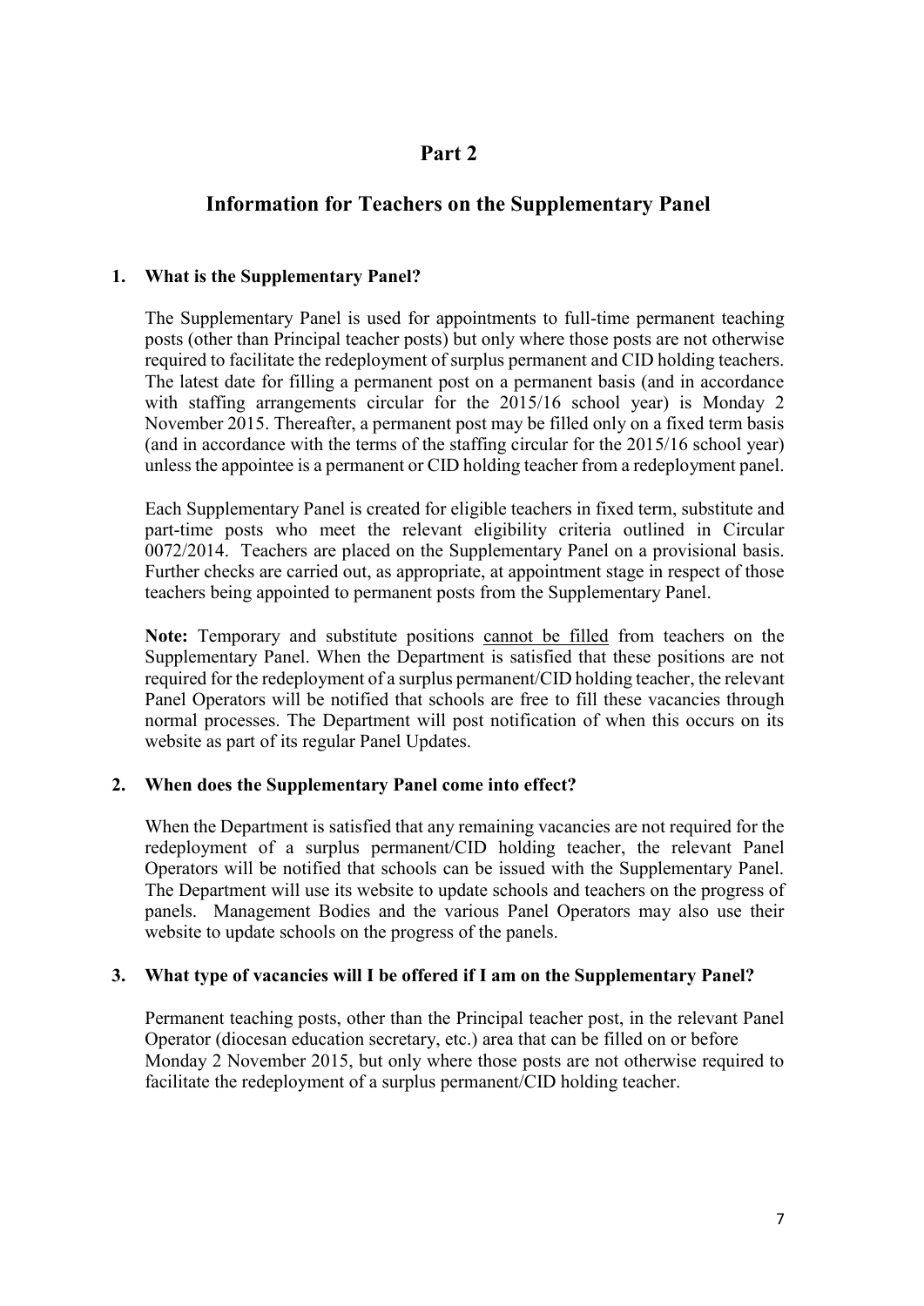# Part 2

## Information for Teachers on the Supplementary Panel

### 1. What is the Supplementary Panel?

The Supplementary Panel is used for appointments to full-time permanent teaching posts (other than Principal teacher posts) but only where those posts are not otherwise required to facilitate the redeployment of surplus permanent and CID holding teachers. The latest date for filling a permanent post on a permanent basis (and in accordance with staffing arrangements circular for the 2015/16 school year) is Monday 2 November 2015. Thereafter, a permanent post may be filled only on a fixed term basis (and in accordance with the terms of the staffing circular for the 2015/16 school year) unless the appointee is a permanent or CID holding teacher from a redeployment panel.

Each Supplementary Panel is created for eligible teachers in fixed term, substitute and part-time posts who meet the relevant eligibility criteria outlined in Circular 0072/2014. Teachers are placed on the Supplementary Panel on a provisional basis. Further checks are carried out, as appropriate, at appointment stage in respect of those teachers being appointed to permanent posts from the Supplementary Panel.

**Note:** Temporary and substitute positions <u>cannot be filled</u> from teachers on the Supplementary Panel. When the Department is satisfied that these positions are not required for the redeployment of a surplus permanent/CID holding teacher, the relevant Panel Operators will be notified that schools are free to fill these vacancies through normal processes. The Department will post notification of when this occurs on its website as part of its regular Panel Updates.

### 2. When does the Supplementary Panel come into effect?

When the Department is satisfied that any remaining vacancies are not required for the redeployment of a surplus permanent/CID holding teacher, the relevant Panel Operators will be notified that schools can be issued with the Supplementary Panel. The Department will use its website to update schools and teachers on the progress of panels. Management Bodies and the various Panel Operators may also use their website to update schools on the progress of the panels.

### 3. What type of vacancies will I be offered if I am on the Supplementary Panel?

Permanent teaching posts, other than the Principal teacher post, in the relevant Panel Operator (diocesan education secretary, etc.) area that can be filled on or before Monday 2 November 2015, but only where those posts are not otherwise required to facilitate the redeployment of a surplus permanent/CID holding teacher.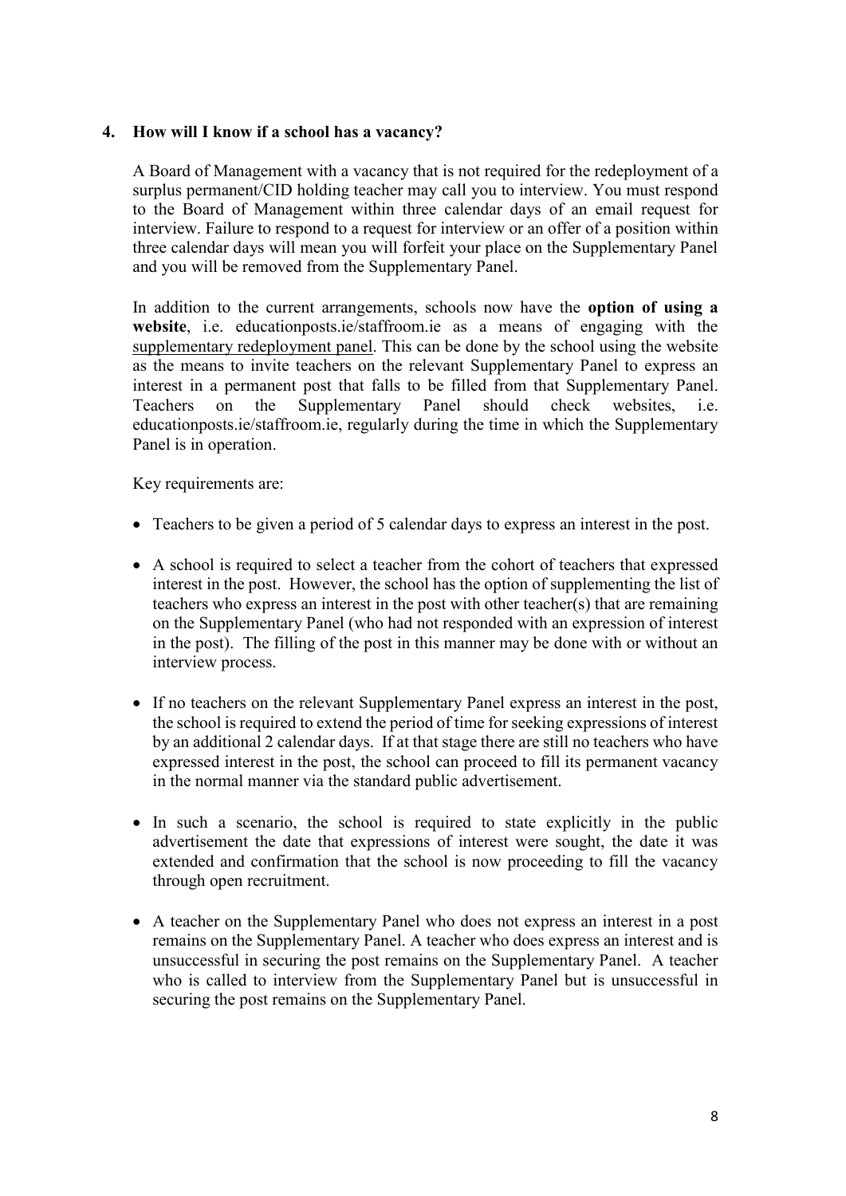## 4. How will I know if a school has a vacancy?

A Board of Management with a vacancy that is not required for the redeployment of a surplus permanent/CID holding teacher may call you to interview. You must respond to the Board of Management within three calendar days of an email request for interview. Failure to respond to a request for interview or an offer of a position within three calendar days will mean you will forfeit your place on the Supplementary Panel and you will be removed from the Supplementary Panel.

In addition to the current arrangements, schools now have the **option of using a website**, i.e. educationposts.ie/staffroom.ie as a means of engaging with the supplementary redeployment panel. This can be done by the school using the website as the means to invite teachers on the relevant Supplementary Panel to express an interest in a permanent post that falls to be filled from that Supplementary Panel. Teachers on the Supplementary Panel should check websites, i.e. educationposts.ie/staffroom.ie, regularly during the time in which the Supplementary Panel is in operation.

Key requirements are:

- Teachers to be given a period of 5 calendar days to express an interest in the post.
- A school is required to select a teacher from the cohort of teachers that expressed interest in the post. However, the school has the option of supplementing the list of teachers who express an interest in the post with other teacher(s) that are remaining on the Supplementary Panel (who had not responded with an expression of interest in the post). The filling of the post in this manner may be done with or without an interview process.
- If no teachers on the relevant Supplementary Panel express an interest in the post, the school is required to extend the period of time for seeking expressions of interest by an additional 2 calendar days. If at that stage there are still no teachers who have expressed interest in the post, the school can proceed to fill its permanent vacancy in the normal manner via the standard public advertisement.
- In such a scenario, the school is required to state explicitly in the public advertisement the date that expressions of interest were sought, the date it was extended and confirmation that the school is now proceeding to fill the vacancy through open recruitment.
- A teacher on the Supplementary Panel who does not express an interest in a post remains on the Supplementary Panel. A teacher who does express an interest and is unsuccessful in securing the post remains on the Supplementary Panel. A teacher who is called to interview from the Supplementary Panel but is unsuccessful in securing the post remains on the Supplementary Panel.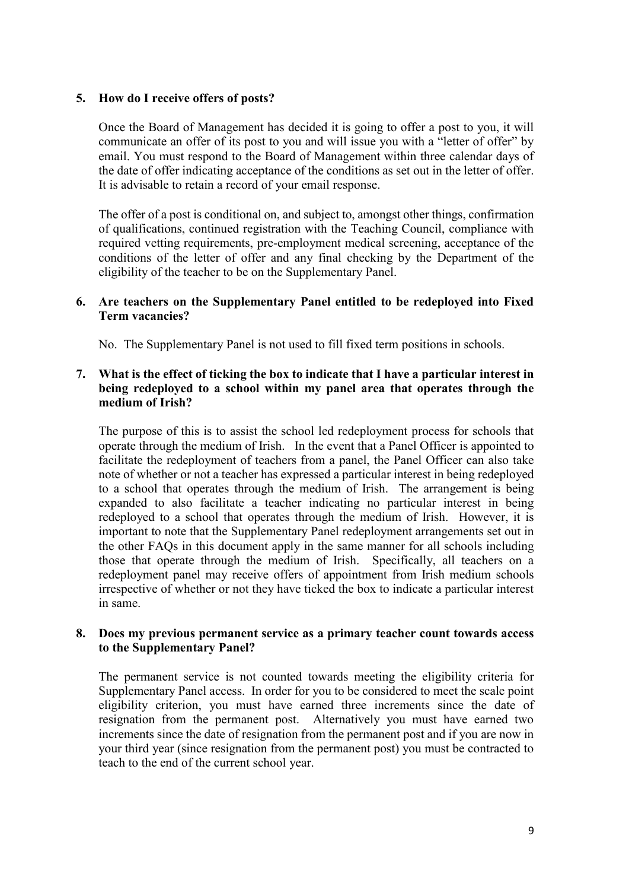**5. How do I receive offers of posts?**

Once the Board of Management has decided it is going to offer a post to you, it will communicate an offer of its post to you and will issue you with a "letter of offer" by email. You must respond to the Board of Management within three calendar days of the date of offer indicating acceptance of the conditions as set out in the letter of offer. It is advisable to retain a record of your email response.

The offer of a post is conditional on, and subject to, amongst other things, confirmation of qualifications, continued registration with the Teaching Council, compliance with required vetting requirements, pre-employment medical screening, acceptance of the conditions of the letter of offer and any final checking by the Department of the eligibility of the teacher to be on the Supplementary Panel.

**6. Are teachers on the Supplementary Panel entitled to be redeployed into Fixed Term vacancies?**

No. The Supplementary Panel is not used to fill fixed term positions in schools.

**7. What is the effect of ticking the box to indicate that I have a particular interest in being redeployed to a school within my panel area that operates through the medium of Irish?**

The purpose of this is to assist the school led redeployment process for schools that operate through the medium of Irish. In the event that a Panel Officer is appointed to facilitate the redeployment of teachers from a panel, the Panel Officer can also take note of whether or not a teacher has expressed a particular interest in being redeployed to a school that operates through the medium of Irish. The arrangement is being expanded to also facilitate a teacher indicating no particular interest in being redeployed to a school that operates through the medium of Irish. However, it is important to note that the Supplementary Panel redeployment arrangements set out in the other FAQs in this document apply in the same manner for all schools including those that operate through the medium of Irish. Specifically, all teachers on a redeployment panel may receive offers of appointment from Irish medium schools irrespective of whether or not they have ticked the box to indicate a particular interest in same.

**8. Does my previous permanent service as a primary teacher count towards access to the Supplementary Panel?**

The permanent service is not counted towards meeting the eligibility criteria for Supplementary Panel access. In order for you to be considered to meet the scale point eligibility criterion, you must have earned three increments since the date of resignation from the permanent post. Alternatively you must have earned two increments since the date of resignation from the permanent post and if you are now in your third year (since resignation from the permanent post) you must be contracted to teach to the end of the current school year.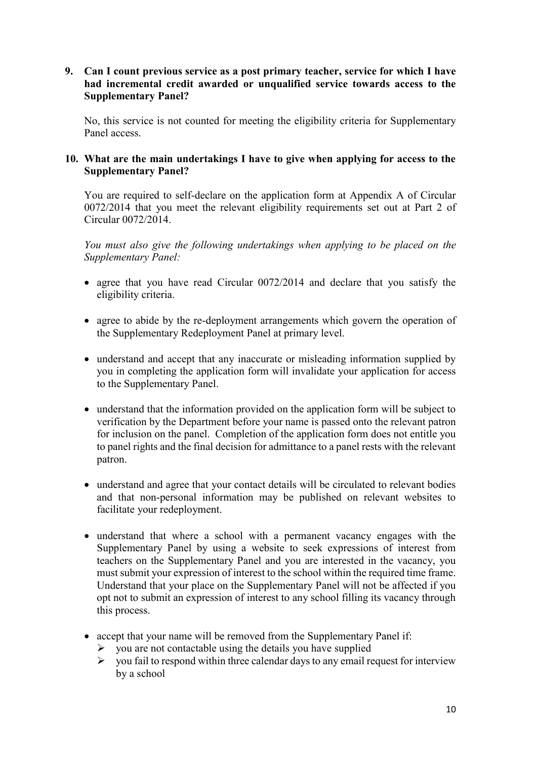**9. Can I count previous service as a post primary teacher, service for which I have had incremental credit awarded or unqualified service towards access to the Supplementary Panel?**

No, this service is not counted for meeting the eligibility criteria for Supplementary Panel access.

**10. What are the main undertakings I have to give when applying for access to the Supplementary Panel?**

You are required to self-declare on the application form at Appendix A of Circular 0072/2014 that you meet the relevant eligibility requirements set out at Part 2 of Circular 0072/2014.

*You must also give the following undertakings when applying to be placed on the Supplementary Panel:*

- agree that you have read Circular 0072/2014 and declare that you satisfy the eligibility criteria.
- agree to abide by the re-deployment arrangements which govern the operation of the Supplementary Redeployment Panel at primary level.
- understand and accept that any inaccurate or misleading information supplied by you in completing the application form will invalidate your application for access to the Supplementary Panel.
- understand that the information provided on the application form will be subject to verification by the Department before your name is passed onto the relevant patron for inclusion on the panel. Completion of the application form does not entitle you to panel rights and the final decision for admittance to a panel rests with the relevant patron.
- understand and agree that your contact details will be circulated to relevant bodies and that non-personal information may be published on relevant websites to facilitate your redeployment.
- understand that where a school with a permanent vacancy engages with the Supplementary Panel by using a website to seek expressions of interest from teachers on the Supplementary Panel and you are interested in the vacancy, you must submit your expression of interest to the school within the required time frame. Understand that your place on the Supplementary Panel will not be affected if you opt not to submit an expression of interest to any school filling its vacancy through this process.
- accept that your name will be removed from the Supplementary Panel if:
  - you are not contactable using the details you have supplied
  - you fail to respond within three calendar days to any email request for interview by a school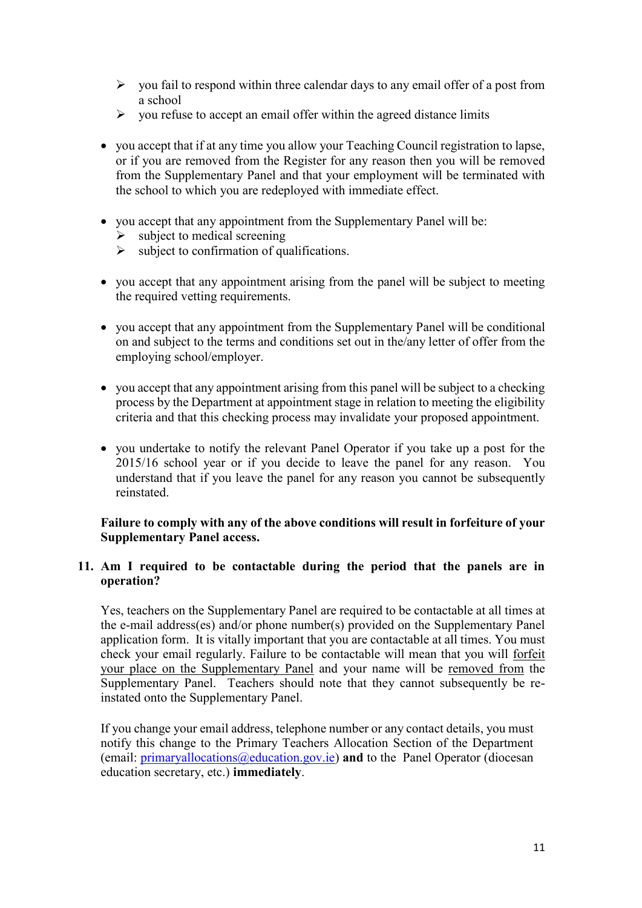- you fail to respond within three calendar days to any email offer of a post from a school
  - you refuse to accept an email offer within the agreed distance limits

- you accept that if at any time you allow your Teaching Council registration to lapse, or if you are removed from the Register for any reason then you will be removed from the Supplementary Panel and that your employment will be terminated with the school to which you are redeployed with immediate effect.

- you accept that any appointment from the Supplementary Panel will be:
  - subject to medical screening
  - subject to confirmation of qualifications.

- you accept that any appointment arising from the panel will be subject to meeting the required vetting requirements.

- you accept that any appointment from the Supplementary Panel will be conditional on and subject to the terms and conditions set out in the/any letter of offer from the employing school/employer.

- you accept that any appointment arising from this panel will be subject to a checking process by the Department at appointment stage in relation to meeting the eligibility criteria and that this checking process may invalidate your proposed appointment.

- you undertake to notify the relevant Panel Operator if you take up a post for the 2015/16 school year or if you decide to leave the panel for any reason. You understand that if you leave the panel for any reason you cannot be subsequently reinstated.

**Failure to comply with any of the above conditions will result in forfeiture of your Supplementary Panel access.**

**11. Am I required to be contactable during the period that the panels are in operation?**

Yes, teachers on the Supplementary Panel are required to be contactable at all times at the e-mail address(es) and/or phone number(s) provided on the Supplementary Panel application form. It is vitally important that you are contactable at all times. You must check your email regularly. Failure to be contactable will mean that you will forfeit your place on the Supplementary Panel and your name will be removed from the Supplementary Panel. Teachers should note that they cannot subsequently be re-instated onto the Supplementary Panel.

If you change your email address, telephone number or any contact details, you must notify this change to the Primary Teachers Allocation Section of the Department (email: primaryallocations@education.gov.ie) **and** to the Panel Operator (diocesan education secretary, etc.) **immediately**.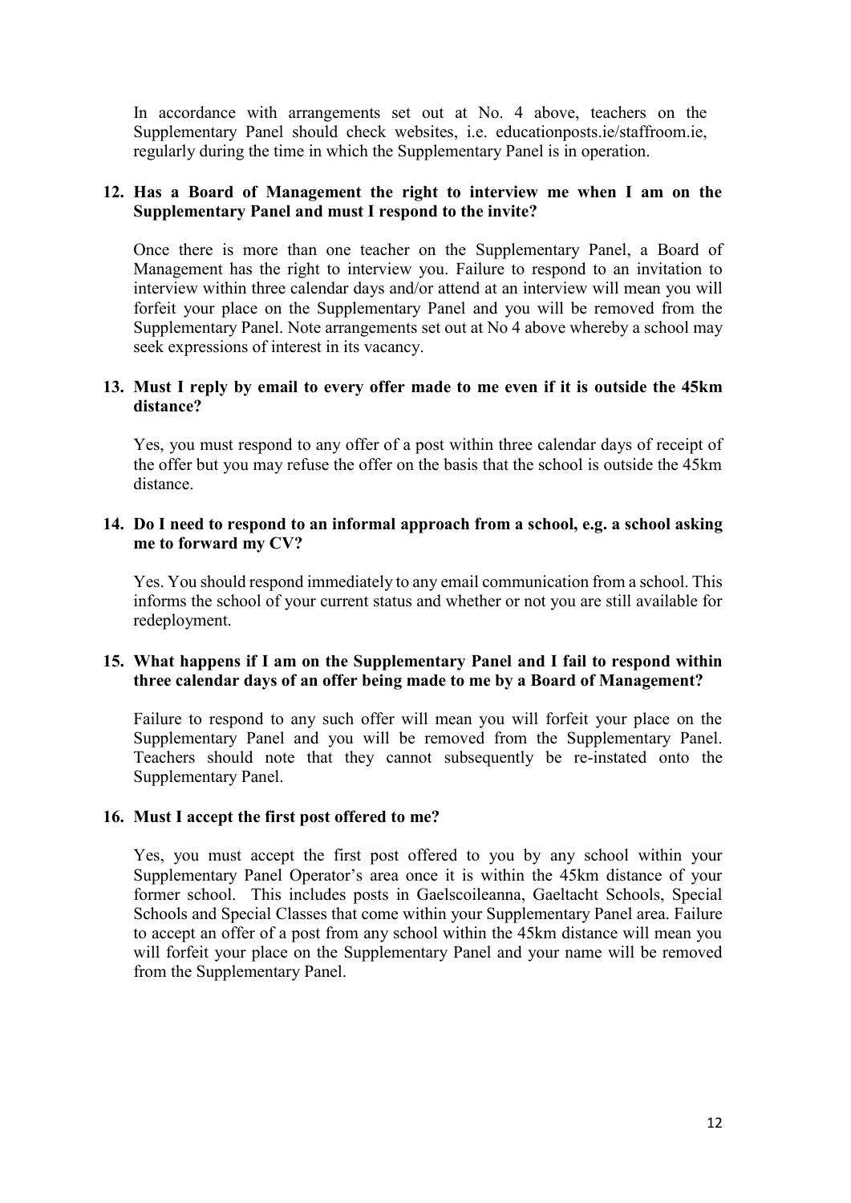In accordance with arrangements set out at No. 4 above, teachers on the Supplementary Panel should check websites, i.e. educationposts.ie/staffroom.ie, regularly during the time in which the Supplementary Panel is in operation.

**12. Has a Board of Management the right to interview me when I am on the Supplementary Panel and must I respond to the invite?**

Once there is more than one teacher on the Supplementary Panel, a Board of Management has the right to interview you. Failure to respond to an invitation to interview within three calendar days and/or attend at an interview will mean you will forfeit your place on the Supplementary Panel and you will be removed from the Supplementary Panel. Note arrangements set out at No 4 above whereby a school may seek expressions of interest in its vacancy.

**13. Must I reply by email to every offer made to me even if it is outside the 45km distance?**

Yes, you must respond to any offer of a post within three calendar days of receipt of the offer but you may refuse the offer on the basis that the school is outside the 45km distance.

**14. Do I need to respond to an informal approach from a school, e.g. a school asking me to forward my CV?**

Yes. You should respond immediately to any email communication from a school. This informs the school of your current status and whether or not you are still available for redeployment.

**15. What happens if I am on the Supplementary Panel and I fail to respond within three calendar days of an offer being made to me by a Board of Management?**

Failure to respond to any such offer will mean you will forfeit your place on the Supplementary Panel and you will be removed from the Supplementary Panel. Teachers should note that they cannot subsequently be re-instated onto the Supplementary Panel.

**16. Must I accept the first post offered to me?**

Yes, you must accept the first post offered to you by any school within your Supplementary Panel Operator's area once it is within the 45km distance of your former school. This includes posts in Gaelscoileanna, Gaeltacht Schools, Special Schools and Special Classes that come within your Supplementary Panel area. Failure to accept an offer of a post from any school within the 45km distance will mean you will forfeit your place on the Supplementary Panel and your name will be removed from the Supplementary Panel.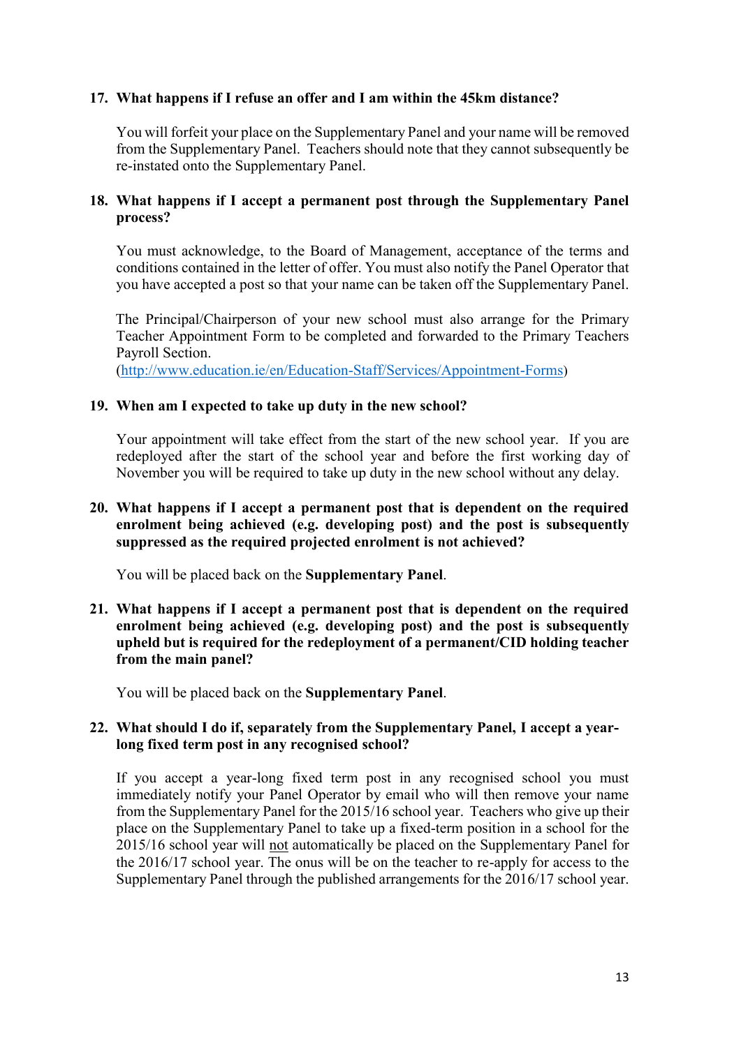**17. What happens if I refuse an offer and I am within the 45km distance?**

You will forfeit your place on the Supplementary Panel and your name will be removed from the Supplementary Panel. Teachers should note that they cannot subsequently be re-instated onto the Supplementary Panel.

**18. What happens if I accept a permanent post through the Supplementary Panel process?**

You must acknowledge, to the Board of Management, acceptance of the terms and conditions contained in the letter of offer. You must also notify the Panel Operator that you have accepted a post so that your name can be taken off the Supplementary Panel.

The Principal/Chairperson of your new school must also arrange for the Primary Teacher Appointment Form to be completed and forwarded to the Primary Teachers Payroll Section.
(http://www.education.ie/en/Education-Staff/Services/Appointment-Forms)

**19. When am I expected to take up duty in the new school?**

Your appointment will take effect from the start of the new school year. If you are redeployed after the start of the school year and before the first working day of November you will be required to take up duty in the new school without any delay.

**20. What happens if I accept a permanent post that is dependent on the required enrolment being achieved (e.g. developing post) and the post is subsequently suppressed as the required projected enrolment is not achieved?**

You will be placed back on the **Supplementary Panel**.

**21. What happens if I accept a permanent post that is dependent on the required enrolment being achieved (e.g. developing post) and the post is subsequently upheld but is required for the redeployment of a permanent/CID holding teacher from the main panel?**

You will be placed back on the **Supplementary Panel**.

**22. What should I do if, separately from the Supplementary Panel, I accept a year-long fixed term post in any recognised school?**

If you accept a year-long fixed term post in any recognised school you must immediately notify your Panel Operator by email who will then remove your name from the Supplementary Panel for the 2015/16 school year. Teachers who give up their place on the Supplementary Panel to take up a fixed-term position in a school for the 2015/16 school year will not automatically be placed on the Supplementary Panel for the 2016/17 school year. The onus will be on the teacher to re-apply for access to the Supplementary Panel through the published arrangements for the 2016/17 school year.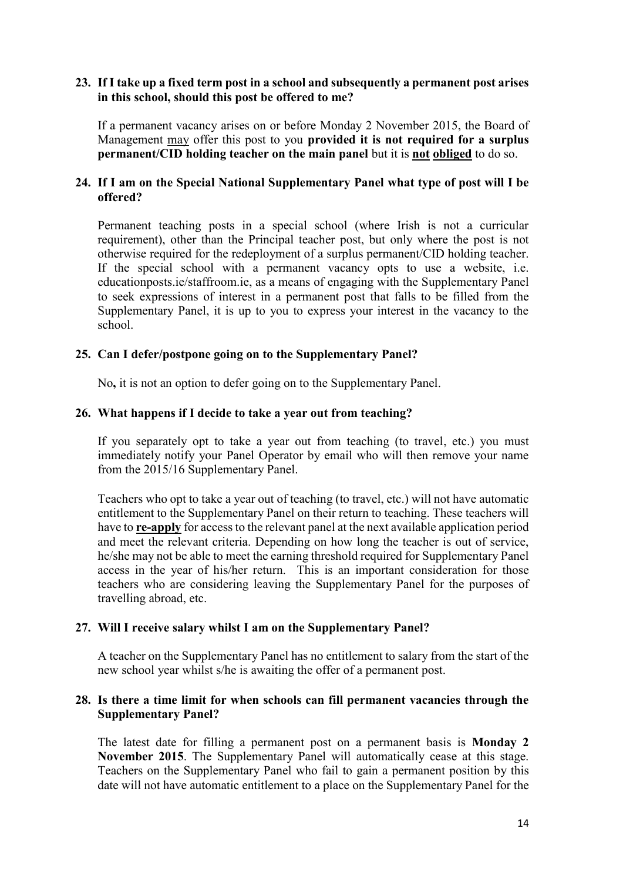**23. If I take up a fixed term post in a school and subsequently a permanent post arises in this school, should this post be offered to me?**

If a permanent vacancy arises on or before Monday 2 November 2015, the Board of Management may offer this post to you **provided it is not required for a surplus permanent/CID holding teacher on the main panel** but it is **not obliged** to do so.

**24. If I am on the Special National Supplementary Panel what type of post will I be offered?**

Permanent teaching posts in a special school (where Irish is not a curricular requirement), other than the Principal teacher post, but only where the post is not otherwise required for the redeployment of a surplus permanent/CID holding teacher. If the special school with a permanent vacancy opts to use a website, i.e. educationposts.ie/staffroom.ie, as a means of engaging with the Supplementary Panel to seek expressions of interest in a permanent post that falls to be filled from the Supplementary Panel, it is up to you to express your interest in the vacancy to the school.

**25. Can I defer/postpone going on to the Supplementary Panel?**

No**,** it is not an option to defer going on to the Supplementary Panel.

**26. What happens if I decide to take a year out from teaching?**

If you separately opt to take a year out from teaching (to travel, etc.) you must immediately notify your Panel Operator by email who will then remove your name from the 2015/16 Supplementary Panel.

Teachers who opt to take a year out of teaching (to travel, etc.) will not have automatic entitlement to the Supplementary Panel on their return to teaching. These teachers will have to **re-apply** for access to the relevant panel at the next available application period and meet the relevant criteria. Depending on how long the teacher is out of service, he/she may not be able to meet the earning threshold required for Supplementary Panel access in the year of his/her return. This is an important consideration for those teachers who are considering leaving the Supplementary Panel for the purposes of travelling abroad, etc.

**27. Will I receive salary whilst I am on the Supplementary Panel?**

A teacher on the Supplementary Panel has no entitlement to salary from the start of the new school year whilst s/he is awaiting the offer of a permanent post.

**28. Is there a time limit for when schools can fill permanent vacancies through the Supplementary Panel?**

The latest date for filling a permanent post on a permanent basis is **Monday 2 November 2015**. The Supplementary Panel will automatically cease at this stage. Teachers on the Supplementary Panel who fail to gain a permanent position by this date will not have automatic entitlement to a place on the Supplementary Panel for the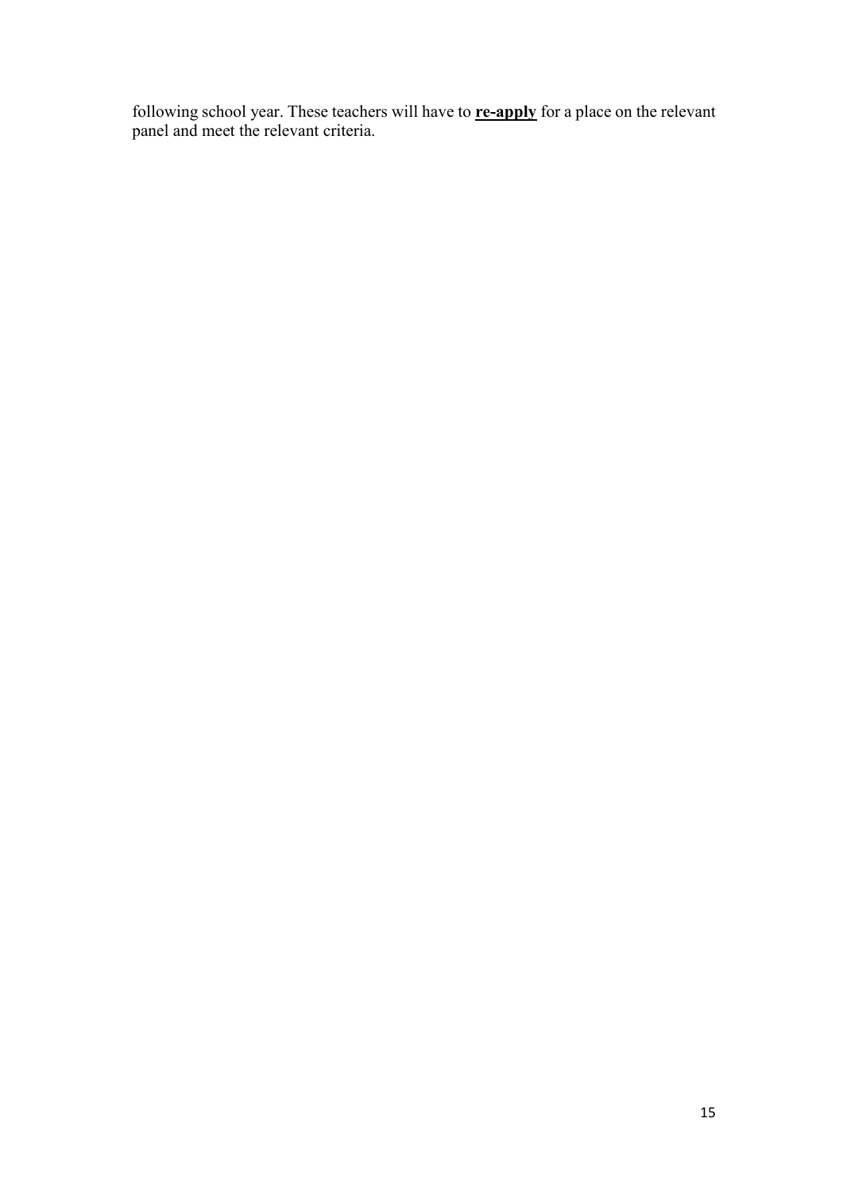following school year. These teachers will have to **re-apply** for a place on the relevant panel and meet the relevant criteria.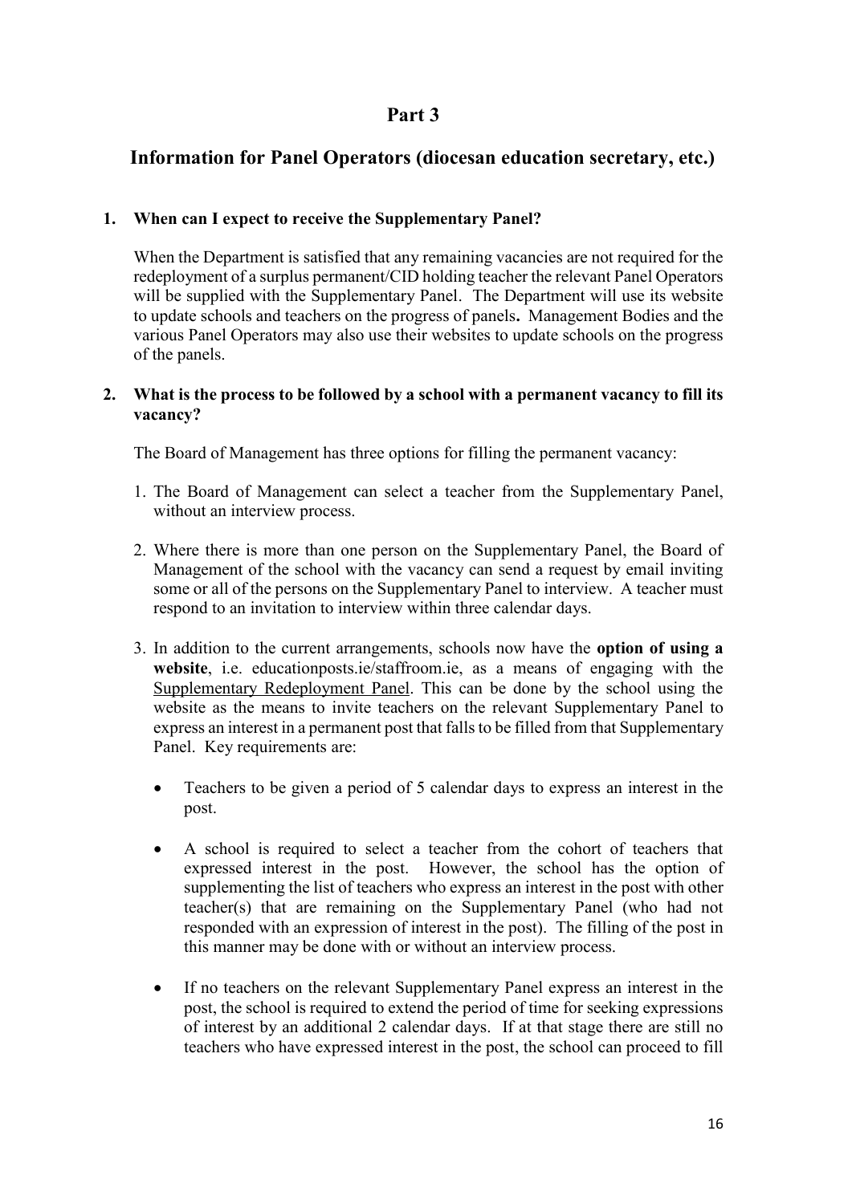# Part 3

## Information for Panel Operators (diocesan education secretary, etc.)

### 1. When can I expect to receive the Supplementary Panel?

When the Department is satisfied that any remaining vacancies are not required for the redeployment of a surplus permanent/CID holding teacher the relevant Panel Operators will be supplied with the Supplementary Panel. The Department will use its website to update schools and teachers on the progress of panels**.** Management Bodies and the various Panel Operators may also use their websites to update schools on the progress of the panels.

### 2. What is the process to be followed by a school with a permanent vacancy to fill its vacancy?

The Board of Management has three options for filling the permanent vacancy:

1. The Board of Management can select a teacher from the Supplementary Panel, without an interview process.

2. Where there is more than one person on the Supplementary Panel, the Board of Management of the school with the vacancy can send a request by email inviting some or all of the persons on the Supplementary Panel to interview. A teacher must respond to an invitation to interview within three calendar days.

3. In addition to the current arrangements, schools now have the **option of using a website**, i.e. educationposts.ie/staffroom.ie, as a means of engaging with the Supplementary Redeployment Panel. This can be done by the school using the website as the means to invite teachers on the relevant Supplementary Panel to express an interest in a permanent post that falls to be filled from that Supplementary Panel. Key requirements are:

   - Teachers to be given a period of 5 calendar days to express an interest in the post.

   - A school is required to select a teacher from the cohort of teachers that expressed interest in the post. However, the school has the option of supplementing the list of teachers who express an interest in the post with other teacher(s) that are remaining on the Supplementary Panel (who had not responded with an expression of interest in the post). The filling of the post in this manner may be done with or without an interview process.

   - If no teachers on the relevant Supplementary Panel express an interest in the post, the school is required to extend the period of time for seeking expressions of interest by an additional 2 calendar days. If at that stage there are still no teachers who have expressed interest in the post, the school can proceed to fill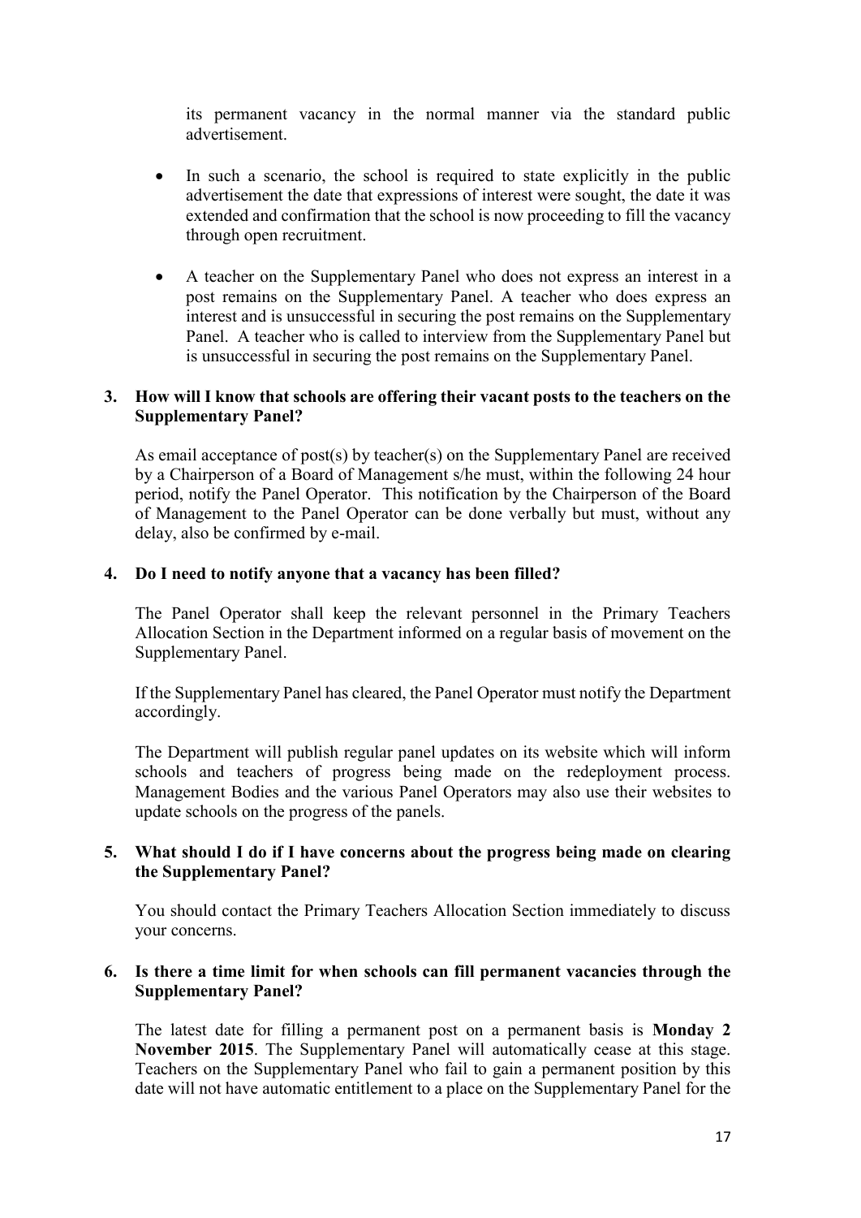its permanent vacancy in the normal manner via the standard public advertisement.

- In such a scenario, the school is required to state explicitly in the public advertisement the date that expressions of interest were sought, the date it was extended and confirmation that the school is now proceeding to fill the vacancy through open recruitment.

- A teacher on the Supplementary Panel who does not express an interest in a post remains on the Supplementary Panel. A teacher who does express an interest and is unsuccessful in securing the post remains on the Supplementary Panel. A teacher who is called to interview from the Supplementary Panel but is unsuccessful in securing the post remains on the Supplementary Panel.

**3. How will I know that schools are offering their vacant posts to the teachers on the Supplementary Panel?**

As email acceptance of post(s) by teacher(s) on the Supplementary Panel are received by a Chairperson of a Board of Management s/he must, within the following 24 hour period, notify the Panel Operator. This notification by the Chairperson of the Board of Management to the Panel Operator can be done verbally but must, without any delay, also be confirmed by e-mail.

**4. Do I need to notify anyone that a vacancy has been filled?**

The Panel Operator shall keep the relevant personnel in the Primary Teachers Allocation Section in the Department informed on a regular basis of movement on the Supplementary Panel.

If the Supplementary Panel has cleared, the Panel Operator must notify the Department accordingly.

The Department will publish regular panel updates on its website which will inform schools and teachers of progress being made on the redeployment process. Management Bodies and the various Panel Operators may also use their websites to update schools on the progress of the panels.

**5. What should I do if I have concerns about the progress being made on clearing the Supplementary Panel?**

You should contact the Primary Teachers Allocation Section immediately to discuss your concerns.

**6. Is there a time limit for when schools can fill permanent vacancies through the Supplementary Panel?**

The latest date for filling a permanent post on a permanent basis is **Monday 2 November 2015**. The Supplementary Panel will automatically cease at this stage. Teachers on the Supplementary Panel who fail to gain a permanent position by this date will not have automatic entitlement to a place on the Supplementary Panel for the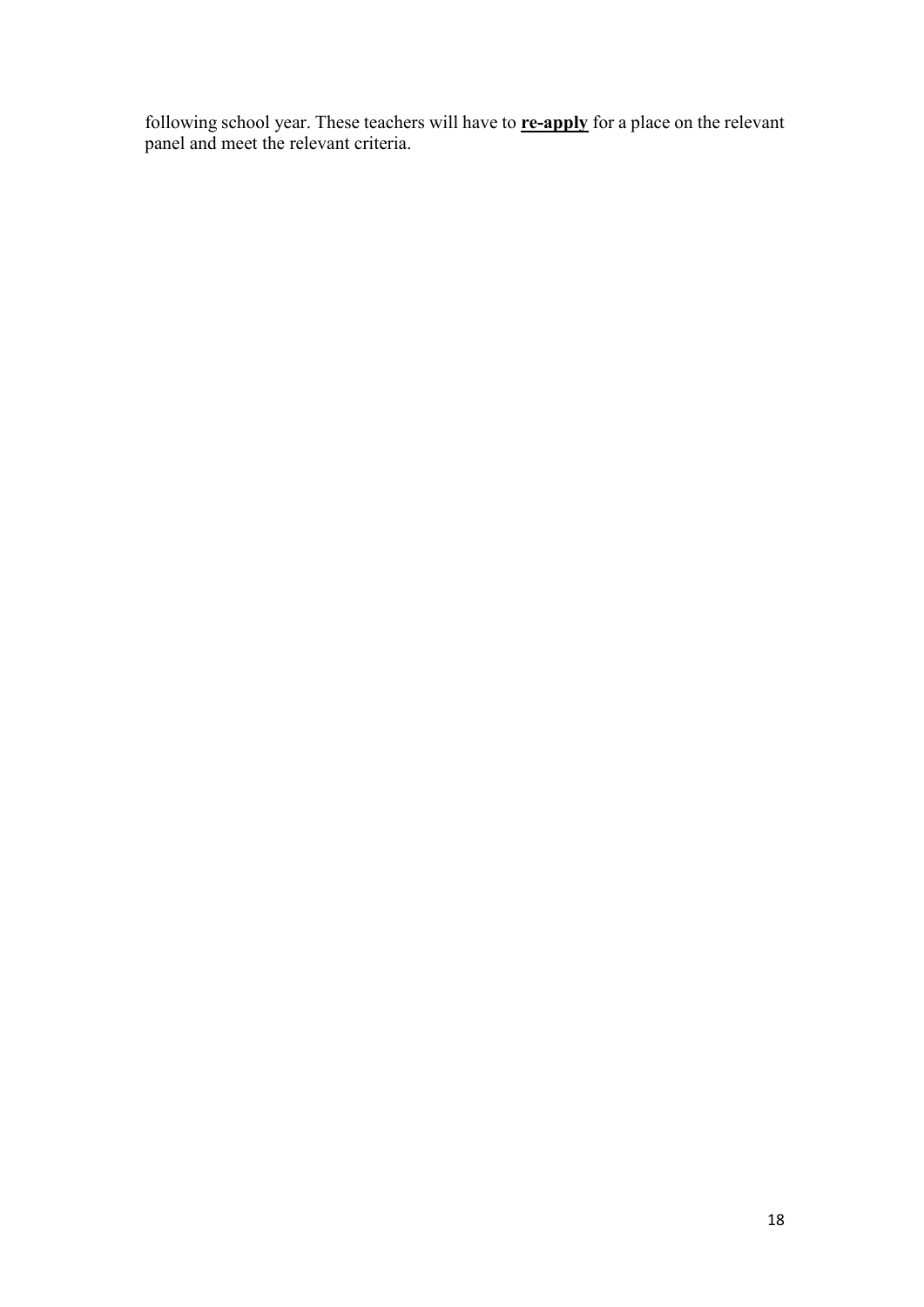following school year. These teachers will have to **<u>re-apply</u>** for a place on the relevant panel and meet the relevant criteria.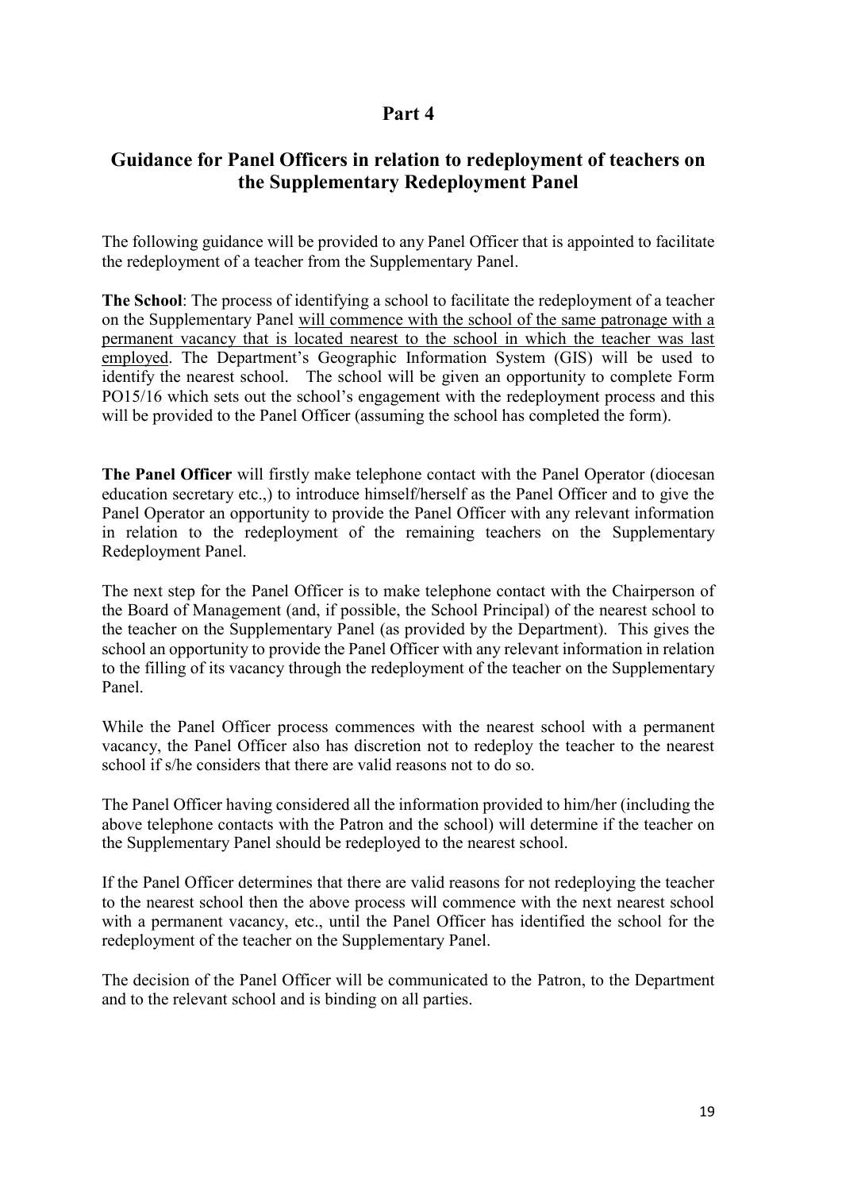## Part 4

## Guidance for Panel Officers in relation to redeployment of teachers on the Supplementary Redeployment Panel

The following guidance will be provided to any Panel Officer that is appointed to facilitate the redeployment of a teacher from the Supplementary Panel.

**The School**: The process of identifying a school to facilitate the redeployment of a teacher on the Supplementary Panel <u>will commence with the school of the same patronage with a permanent vacancy that is located nearest to the school in which the teacher was last employed</u>. The Department's Geographic Information System (GIS) will be used to identify the nearest school. The school will be given an opportunity to complete Form PO15/16 which sets out the school's engagement with the redeployment process and this will be provided to the Panel Officer (assuming the school has completed the form).

**The Panel Officer** will firstly make telephone contact with the Panel Operator (diocesan education secretary etc.,) to introduce himself/herself as the Panel Officer and to give the Panel Operator an opportunity to provide the Panel Officer with any relevant information in relation to the redeployment of the remaining teachers on the Supplementary Redeployment Panel.

The next step for the Panel Officer is to make telephone contact with the Chairperson of the Board of Management (and, if possible, the School Principal) of the nearest school to the teacher on the Supplementary Panel (as provided by the Department). This gives the school an opportunity to provide the Panel Officer with any relevant information in relation to the filling of its vacancy through the redeployment of the teacher on the Supplementary Panel.

While the Panel Officer process commences with the nearest school with a permanent vacancy, the Panel Officer also has discretion not to redeploy the teacher to the nearest school if s/he considers that there are valid reasons not to do so.

The Panel Officer having considered all the information provided to him/her (including the above telephone contacts with the Patron and the school) will determine if the teacher on the Supplementary Panel should be redeployed to the nearest school.

If the Panel Officer determines that there are valid reasons for not redeploying the teacher to the nearest school then the above process will commence with the next nearest school with a permanent vacancy, etc., until the Panel Officer has identified the school for the redeployment of the teacher on the Supplementary Panel.

The decision of the Panel Officer will be communicated to the Patron, to the Department and to the relevant school and is binding on all parties.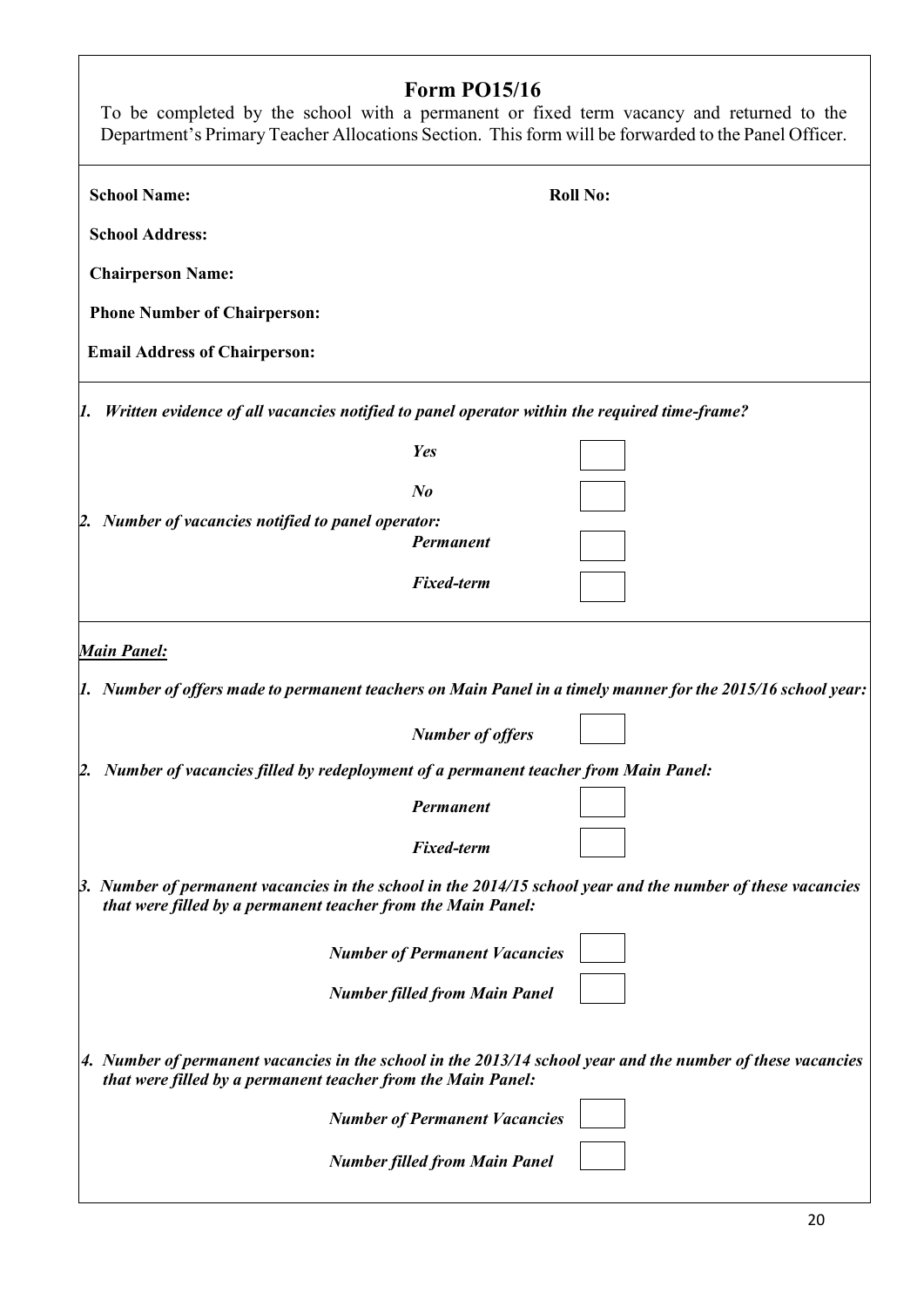## Form PO15/16

To be completed by the school with a permanent or fixed term vacancy and returned to the Department's Primary Teacher Allocations Section. This form will be forwarded to the Panel Officer.

**School Name:** **Roll No:**

**School Address:**

**Chairperson Name:**

**Phone Number of Chairperson:**

**Email Address of Chairperson:**

1. ***Written evidence of all vacancies notified to panel operator within the required time-frame?***

   ***Yes*** ☐

   ***No*** ☐

2. ***Number of vacancies notified to panel operator:***

   ***Permanent*** ☐

   ***Fixed-term*** ☐

***Main Panel:***

1. ***Number of offers made to permanent teachers on Main Panel in a timely manner for the 2015/16 school year:***

   ***Number of offers*** ☐

2. ***Number of vacancies filled by redeployment of a permanent teacher from Main Panel:***

   ***Permanent*** ☐

   ***Fixed-term*** ☐

3. ***Number of permanent vacancies in the school in the 2014/15 school year and the number of these vacancies that were filled by a permanent teacher from the Main Panel:***

   ***Number of Permanent Vacancies*** ☐

   ***Number filled from Main Panel*** ☐

4. ***Number of permanent vacancies in the school in the 2013/14 school year and the number of these vacancies that were filled by a permanent teacher from the Main Panel:***

   ***Number of Permanent Vacancies*** ☐

   ***Number filled from Main Panel*** ☐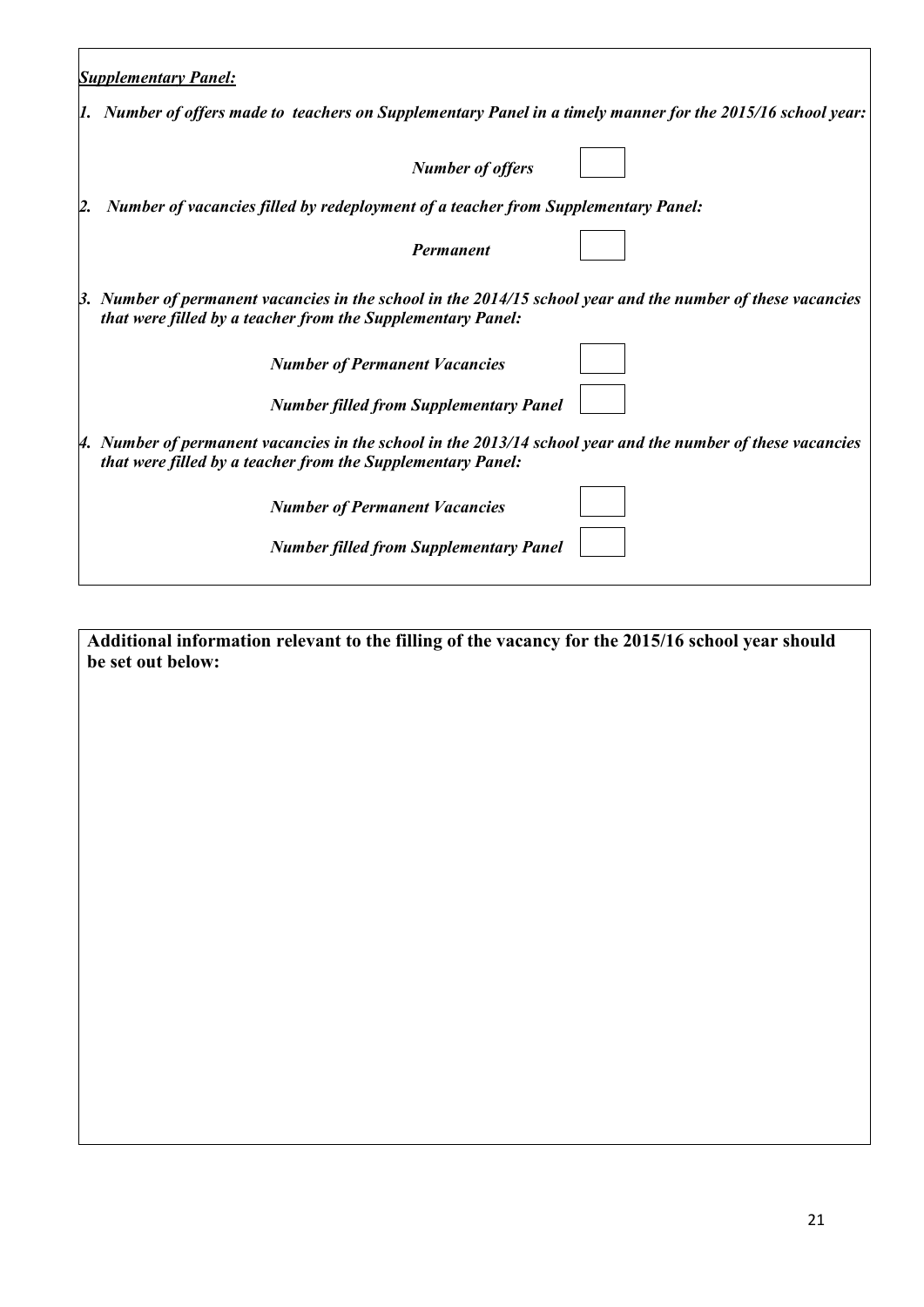***Supplementary Panel:***

1. ***Number of offers made to teachers on Supplementary Panel in a timely manner for the 2015/16 school year:***

   ***Number of offers***

2. ***Number of vacancies filled by redeployment of a teacher from Supplementary Panel:***

   ***Permanent***

3. ***Number of permanent vacancies in the school in the 2014/15 school year and the number of these vacancies that were filled by a teacher from the Supplementary Panel:***

   ***Number of Permanent Vacancies***

   ***Number filled from Supplementary Panel***

4. ***Number of permanent vacancies in the school in the 2013/14 school year and the number of these vacancies that were filled by a teacher from the Supplementary Panel:***

   ***Number of Permanent Vacancies***

   ***Number filled from Supplementary Panel***

**Additional information relevant to the filling of the vacancy for the 2015/16 school year should be set out below:**